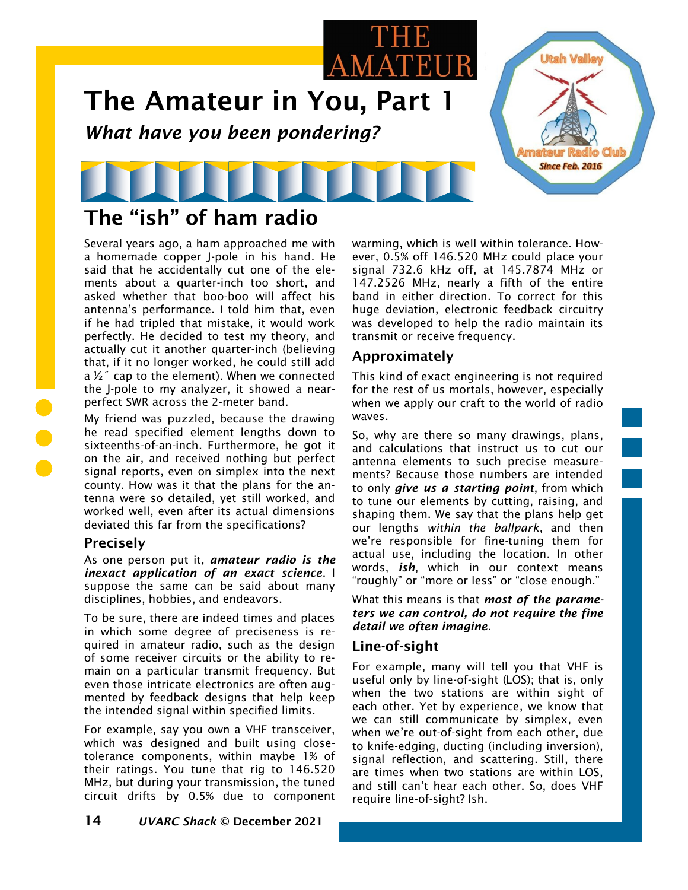# The Amateur in You, Part 1

***What have you been pondering?***

## The "ish" of ham radio

Several years ago, a ham approached me with a homemade copper J-pole in his hand. He said that he accidentally cut one of the elements about a quarter-inch too short, and asked whether that boo-boo will affect his antenna's performance. I told him that, even if he had tripled that mistake, it would work perfectly. He decided to test my theory, and actually cut it another quarter-inch (believing that, if it no longer worked, he could still add a ½″ cap to the element). When we connected the J-pole to my analyzer, it showed a near-perfect SWR across the 2-meter band.

My friend was puzzled, because the drawing he read specified element lengths down to sixteenths-of-an-inch. Furthermore, he got it on the air, and received nothing but perfect signal reports, even on simplex into the next county. How was it that the plans for the antenna were so detailed, yet still worked, and worked well, even after its actual dimensions deviated this far from the specifications?

### Precisely

As one person put it, ***amateur radio is the inexact application of an exact science***. I suppose the same can be said about many disciplines, hobbies, and endeavors.

To be sure, there are indeed times and places in which some degree of preciseness is required in amateur radio, such as the design of some receiver circuits or the ability to remain on a particular transmit frequency. But even those intricate electronics are often augmented by feedback designs that help keep the intended signal within specified limits.

For example, say you own a VHF transceiver, which was designed and built using close-tolerance components, within maybe 1% of their ratings. You tune that rig to 146.520 MHz, but during your transmission, the tuned circuit drifts by 0.5% due to component warming, which is well within tolerance. However, 0.5% off 146.520 MHz could place your signal 732.6 kHz off, at 145.7874 MHz or 147.2526 MHz, nearly a fifth of the entire band in either direction. To correct for this huge deviation, electronic feedback circuitry was developed to help the radio maintain its transmit or receive frequency.

### Approximately

This kind of exact engineering is not required for the rest of us mortals, however, especially when we apply our craft to the world of radio waves.

So, why are there so many drawings, plans, and calculations that instruct us to cut our antenna elements to such precise measurements? Because those numbers are intended to only ***give us a starting point***, from which to tune our elements by cutting, raising, and shaping them. We say that the plans help get our lengths *within the ballpark*, and then we're responsible for fine-tuning them for actual use, including the location. In other words, ***ish***, which in our context means "roughly" or "more or less" or "close enough."

What this means is that ***most of the parameters we can control, do not require the fine detail we often imagine***.

### Line-of-sight

For example, many will tell you that VHF is useful only by line-of-sight (LOS); that is, only when the two stations are within sight of each other. Yet by experience, we know that we can still communicate by simplex, even when we're out-of-sight from each other, due to knife-edging, ducting (including inversion), signal reflection, and scattering. Still, there are times when two stations are within LOS, and still can't hear each other. So, does VHF require line-of-sight? Ish.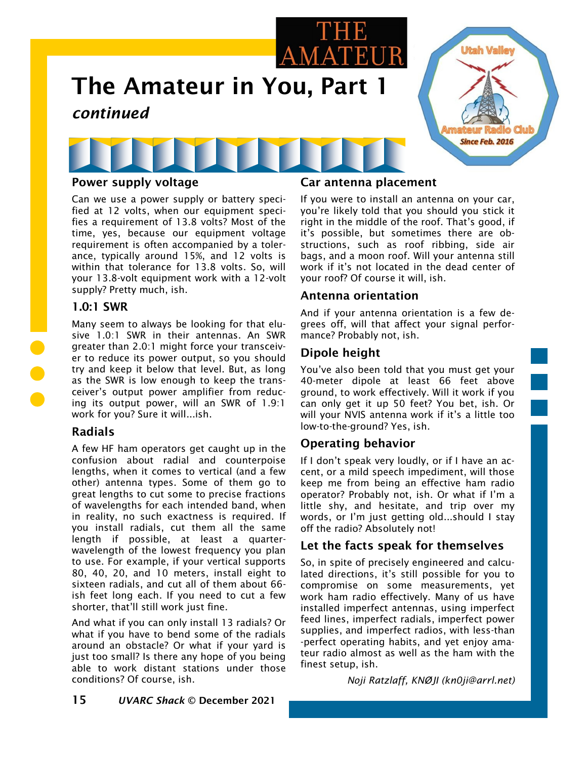# The Amateur in You, Part 1

*continued*

## Power supply voltage

Can we use a power supply or battery specified at 12 volts, when our equipment specifies a requirement of 13.8 volts? Most of the time, yes, because our equipment voltage requirement is often accompanied by a tolerance, typically around 15%, and 12 volts is within that tolerance for 13.8 volts. So, will your 13.8-volt equipment work with a 12-volt supply? Pretty much, ish.

## 1.0:1 SWR

Many seem to always be looking for that elusive 1.0:1 SWR in their antennas. An SWR greater than 2.0:1 might force your transceiver to reduce its power output, so you should try and keep it below that level. But, as long as the SWR is low enough to keep the transceiver's output power amplifier from reducing its output power, will an SWR of 1.9:1 work for you? Sure it will...ish.

## Radials

A few HF ham operators get caught up in the confusion about radial and counterpoise lengths, when it comes to vertical (and a few other) antenna types. Some of them go to great lengths to cut some to precise fractions of wavelengths for each intended band, when in reality, no such exactness is required. If you install radials, cut them all the same length if possible, at least a quarter-wavelength of the lowest frequency you plan to use. For example, if your vertical supports 80, 40, 20, and 10 meters, install eight to sixteen radials, and cut all of them about 66-ish feet long each. If you need to cut a few shorter, that'll still work just fine.

And what if you can only install 13 radials? Or what if you have to bend some of the radials around an obstacle? Or what if your yard is just too small? Is there any hope of you being able to work distant stations under those conditions? Of course, ish.

## Car antenna placement

If you were to install an antenna on your car, you're likely told that you should you stick it right in the middle of the roof. That's good, if it's possible, but sometimes there are obstructions, such as roof ribbing, side air bags, and a moon roof. Will your antenna still work if it's not located in the dead center of your roof? Of course it will, ish.

## Antenna orientation

And if your antenna orientation is a few degrees off, will that affect your signal performance? Probably not, ish.

## Dipole height

You've also been told that you must get your 40-meter dipole at least 66 feet above ground, to work effectively. Will it work if you can only get it up 50 feet? You bet, ish. Or will your NVIS antenna work if it's a little too low-to-the-ground? Yes, ish.

## Operating behavior

If I don't speak very loudly, or if I have an accent, or a mild speech impediment, will those keep me from being an effective ham radio operator? Probably not, ish. Or what if I'm a little shy, and hesitate, and trip over my words, or I'm just getting old...should I stay off the radio? Absolutely not!

## Let the facts speak for themselves

So, in spite of precisely engineered and calculated directions, it's still possible for you to compromise on some measurements, yet work ham radio effectively. Many of us have installed imperfect antennas, using imperfect feed lines, imperfect radials, imperfect power supplies, and imperfect radios, with less-than-perfect operating habits, and yet enjoy amateur radio almost as well as the ham with the finest setup, ish.

*Noji Ratzlaff, KNØJI (kn0ji@arrl.net)*